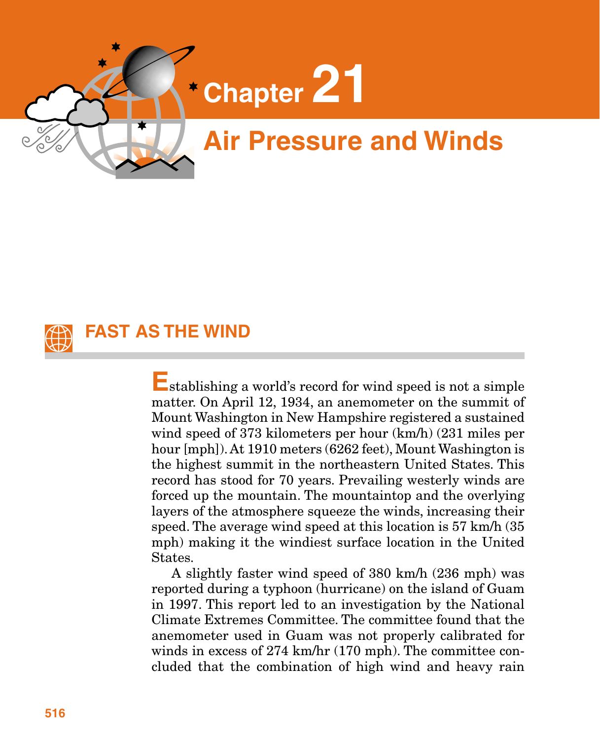# Chapter 21

# Air Pressure and Winds

## FAST AS THE WIND

Establishing a world's record for wind speed is not a simple matter. On April 12, 1934, an anemometer on the summit of Mount Washington in New Hampshire registered a sustained wind speed of 373 kilometers per hour (km/h) (231 miles per hour [mph]). At 1910 meters (6262 feet), Mount Washington is the highest summit in the northeastern United States. This record has stood for 70 years. Prevailing westerly winds are forced up the mountain. The mountaintop and the overlying layers of the atmosphere squeeze the winds, increasing their speed. The average wind speed at this location is 57 km/h (35 mph) making it the windiest surface location in the United States.

A slightly faster wind speed of 380 km/h (236 mph) was reported during a typhoon (hurricane) on the island of Guam in 1997. This report led to an investigation by the National Climate Extremes Committee. The committee found that the anemometer used in Guam was not properly calibrated for winds in excess of 274 km/hr (170 mph). The committee concluded that the combination of high wind and heavy rain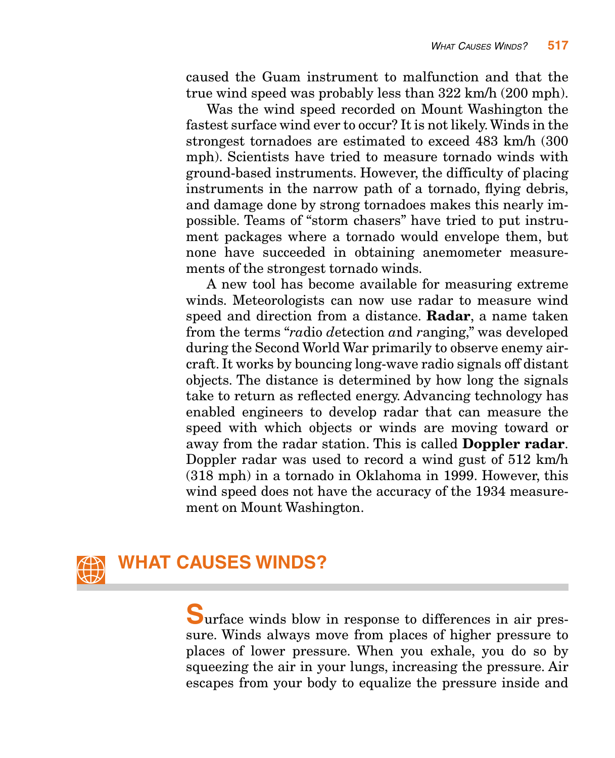caused the Guam instrument to malfunction and that the true wind speed was probably less than 322 km/h (200 mph).

Was the wind speed recorded on Mount Washington the fastest surface wind ever to occur? It is not likely. Winds in the strongest tornadoes are estimated to exceed 483 km/h (300 mph). Scientists have tried to measure tornado winds with ground-based instruments. However, the difficulty of placing instruments in the narrow path of a tornado, flying debris, and damage done by strong tornadoes makes this nearly impossible. Teams of "storm chasers" have tried to put instrument packages where a tornado would envelope them, but none have succeeded in obtaining anemometer measurements of the strongest tornado winds.

A new tool has become available for measuring extreme winds. Meteorologists can now use radar to measure wind speed and direction from a distance. **Radar**, a name taken from the terms "*ra*dio *d*etection *a*nd *r*anging," was developed during the Second World War primarily to observe enemy aircraft. It works by bouncing long-wave radio signals off distant objects. The distance is determined by how long the signals take to return as reflected energy. Advancing technology has enabled engineers to develop radar that can measure the speed with which objects or winds are moving toward or away from the radar station. This is called **Doppler radar**. Doppler radar was used to record a wind gust of 512 km/h (318 mph) in a tornado in Oklahoma in 1999. However, this wind speed does not have the accuracy of the 1934 measurement on Mount Washington.

## WHAT CAUSES WINDS?

Surface winds blow in response to differences in air pressure. Winds always move from places of higher pressure to places of lower pressure. When you exhale, you do so by squeezing the air in your lungs, increasing the pressure. Air escapes from your body to equalize the pressure inside and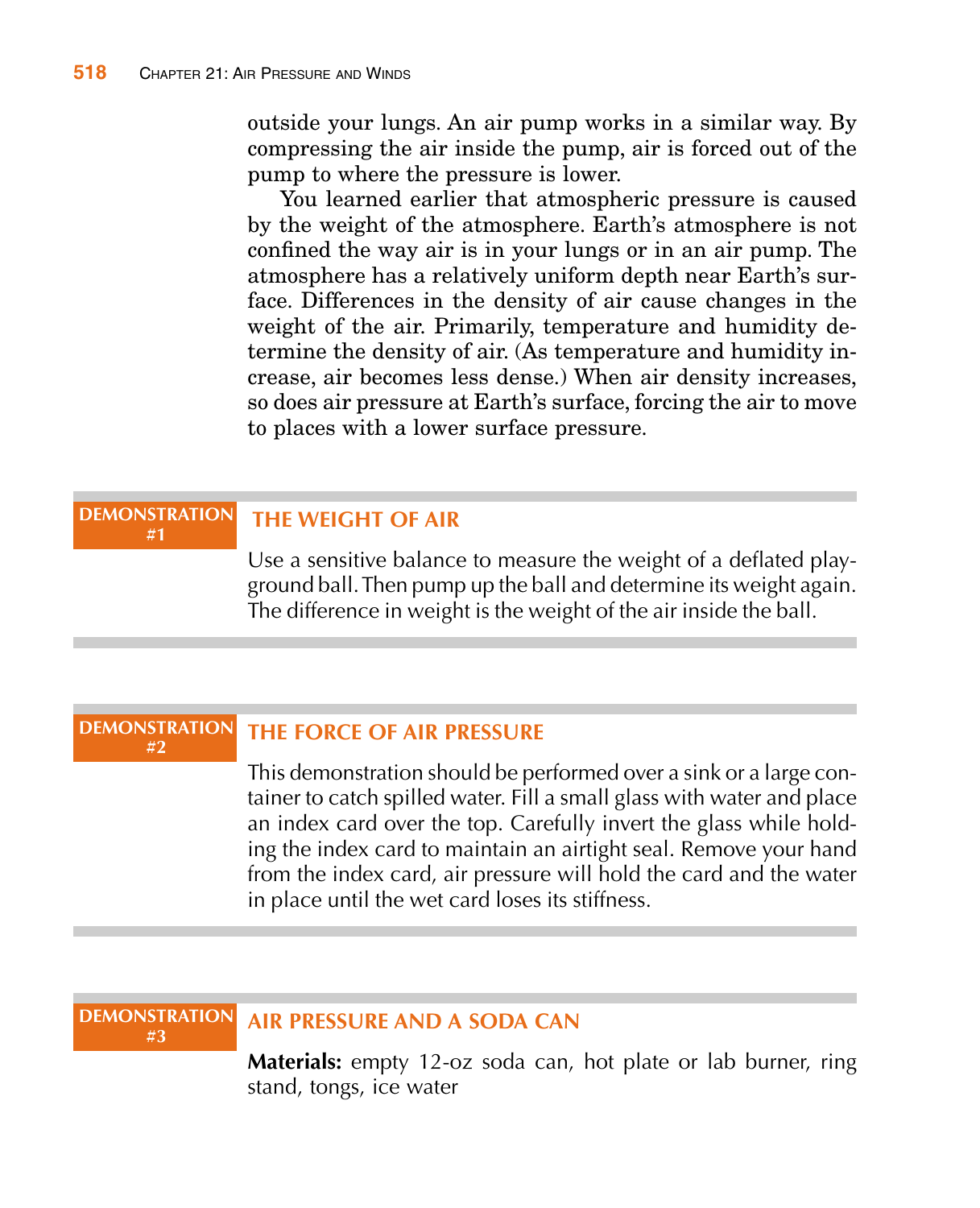outside your lungs. An air pump works in a similar way. By compressing the air inside the pump, air is forced out of the pump to where the pressure is lower.

You learned earlier that atmospheric pressure is caused by the weight of the atmosphere. Earth's atmosphere is not confined the way air is in your lungs or in an air pump. The atmosphere has a relatively uniform depth near Earth's surface. Differences in the density of air cause changes in the weight of the air. Primarily, temperature and humidity determine the density of air. (As temperature and humidity increase, air becomes less dense.) When air density increases, so does air pressure at Earth's surface, forcing the air to move to places with a lower surface pressure.

### DEMONSTRATION #1 — THE WEIGHT OF AIR

Use a sensitive balance to measure the weight of a deflated playground ball. Then pump up the ball and determine its weight again. The difference in weight is the weight of the air inside the ball.

### DEMONSTRATION #2 — THE FORCE OF AIR PRESSURE

This demonstration should be performed over a sink or a large container to catch spilled water. Fill a small glass with water and place an index card over the top. Carefully invert the glass while holding the index card to maintain an airtight seal. Remove your hand from the index card, air pressure will hold the card and the water in place until the wet card loses its stiffness.

### DEMONSTRATION #3 — AIR PRESSURE AND A SODA CAN

**Materials:** empty 12-oz soda can, hot plate or lab burner, ring stand, tongs, ice water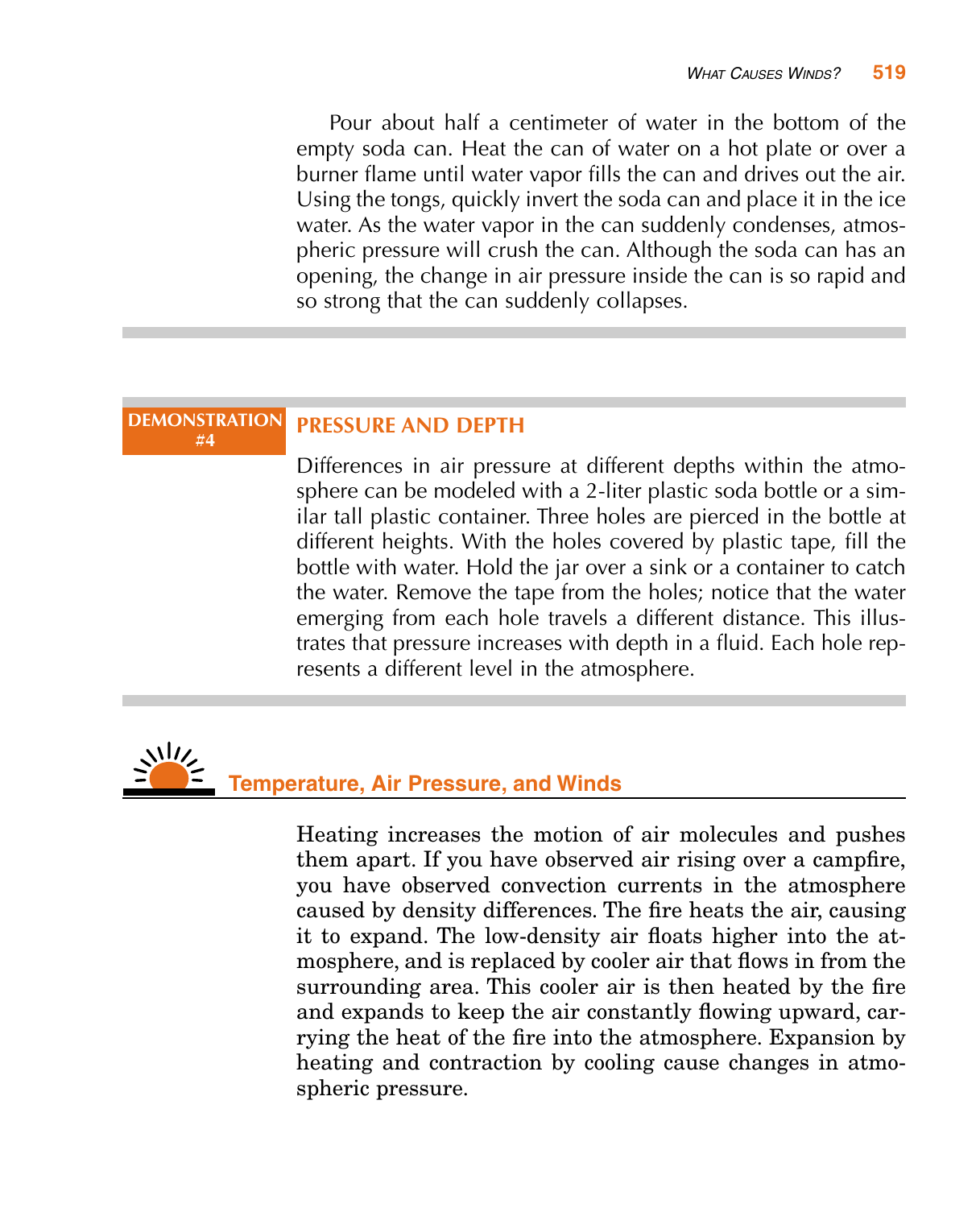Pour about half a centimeter of water in the bottom of the empty soda can. Heat the can of water on a hot plate or over a burner flame until water vapor fills the can and drives out the air. Using the tongs, quickly invert the soda can and place it in the ice water. As the water vapor in the can suddenly condenses, atmospheric pressure will crush the can. Although the soda can has an opening, the change in air pressure inside the can is so rapid and so strong that the can suddenly collapses.

---

**DEMONSTRATION #4**

### PRESSURE AND DEPTH

Differences in air pressure at different depths within the atmosphere can be modeled with a 2-liter plastic soda bottle or a similar tall plastic container. Three holes are pierced in the bottle at different heights. With the holes covered by plastic tape, fill the bottle with water. Hold the jar over a sink or a container to catch the water. Remove the tape from the holes; notice that the water emerging from each hole travels a different distance. This illustrates that pressure increases with depth in a fluid. Each hole represents a different level in the atmosphere.

---

## Temperature, Air Pressure, and Winds

Heating increases the motion of air molecules and pushes them apart. If you have observed air rising over a campfire, you have observed convection currents in the atmosphere caused by density differences. The fire heats the air, causing it to expand. The low-density air floats higher into the atmosphere, and is replaced by cooler air that flows in from the surrounding area. This cooler air is then heated by the fire and expands to keep the air constantly flowing upward, carrying the heat of the fire into the atmosphere. Expansion by heating and contraction by cooling cause changes in atmospheric pressure.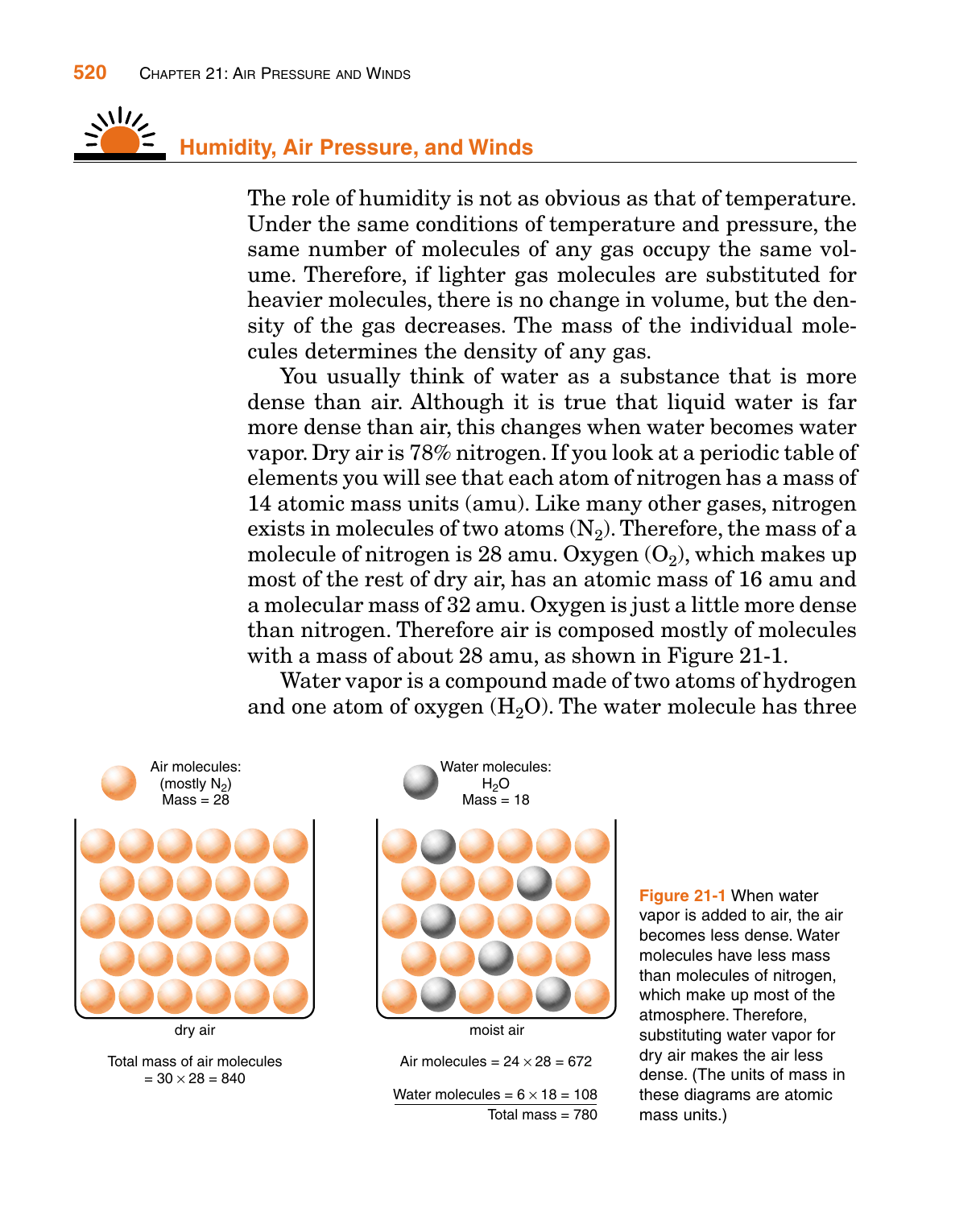## Humidity, Air Pressure, and Winds

The role of humidity is not as obvious as that of temperature. Under the same conditions of temperature and pressure, the same number of molecules of any gas occupy the same volume. Therefore, if lighter gas molecules are substituted for heavier molecules, there is no change in volume, but the density of the gas decreases. The mass of the individual molecules determines the density of any gas.

You usually think of water as a substance that is more dense than air. Although it is true that liquid water is far more dense than air, this changes when water becomes water vapor. Dry air is 78% nitrogen. If you look at a periodic table of elements you will see that each atom of nitrogen has a mass of 14 atomic mass units (amu). Like many other gases, nitrogen exists in molecules of two atoms ($N_2$). Therefore, the mass of a molecule of nitrogen is 28 amu. Oxygen ($O_2$), which makes up most of the rest of dry air, has an atomic mass of 16 amu and a molecular mass of 32 amu. Oxygen is just a little more dense than nitrogen. Therefore air is composed mostly of molecules with a mass of about 28 amu, as shown in Figure 21-1.

Water vapor is a compound made of two atoms of hydrogen and one atom of oxygen ($H_2O$). The water molecule has three

Air molecules: (mostly $N_2$) Mass = 28

Water molecules: $H_2O$ Mass = 18

dry air

Total mass of air molecules = $30 \times 28 = 840$

moist air

Air molecules = $24 \times 28 = 672$

Water molecules = $6 \times 18 = 108$

Total mass = 780

**Figure 21-1** When water vapor is added to air, the air becomes less dense. Water molecules have less mass than molecules of nitrogen, which make up most of the atmosphere. Therefore, substituting water vapor for dry air makes the air less dense. (The units of mass in these diagrams are atomic mass units.)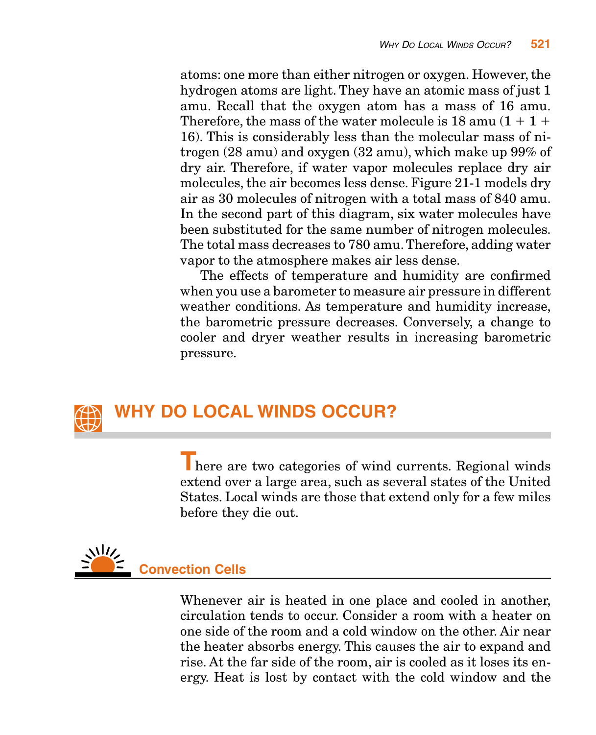atoms: one more than either nitrogen or oxygen. However, the hydrogen atoms are light. They have an atomic mass of just 1 amu. Recall that the oxygen atom has a mass of 16 amu. Therefore, the mass of the water molecule is 18 amu (1 + 1 + 16). This is considerably less than the molecular mass of nitrogen (28 amu) and oxygen (32 amu), which make up 99% of dry air. Therefore, if water vapor molecules replace dry air molecules, the air becomes less dense. Figure 21-1 models dry air as 30 molecules of nitrogen with a total mass of 840 amu. In the second part of this diagram, six water molecules have been substituted for the same number of nitrogen molecules. The total mass decreases to 780 amu. Therefore, adding water vapor to the atmosphere makes air less dense.

The effects of temperature and humidity are confirmed when you use a barometer to measure air pressure in different weather conditions. As temperature and humidity increase, the barometric pressure decreases. Conversely, a change to cooler and dryer weather results in increasing barometric pressure.

## WHY DO LOCAL WINDS OCCUR?

There are two categories of wind currents. Regional winds extend over a large area, such as several states of the United States. Local winds are those that extend only for a few miles before they die out.

### Convection Cells

Whenever air is heated in one place and cooled in another, circulation tends to occur. Consider a room with a heater on one side of the room and a cold window on the other. Air near the heater absorbs energy. This causes the air to expand and rise. At the far side of the room, air is cooled as it loses its energy. Heat is lost by contact with the cold window and the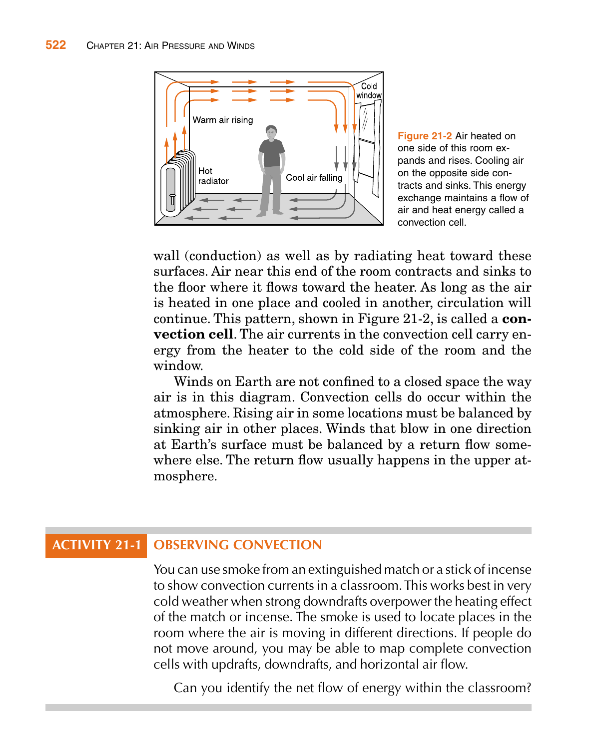Warm air rising

Hot radiator

Cool air falling

Cold window

**Figure 21-2** Air heated on one side of this room expands and rises. Cooling air on the opposite side contracts and sinks. This energy exchange maintains a flow of air and heat energy called a convection cell.

wall (conduction) as well as by radiating heat toward these surfaces. Air near this end of the room contracts and sinks to the floor where it flows toward the heater. As long as the air is heated in one place and cooled in another, circulation will continue. This pattern, shown in Figure 21-2, is called a **convection cell**. The air currents in the convection cell carry energy from the heater to the cold side of the room and the window.

Winds on Earth are not confined to a closed space the way air is in this diagram. Convection cells do occur within the atmosphere. Rising air in some locations must be balanced by sinking air in other places. Winds that blow in one direction at Earth's surface must be balanced by a return flow somewhere else. The return flow usually happens in the upper atmosphere.

## ACTIVITY 21-1 OBSERVING CONVECTION

You can use smoke from an extinguished match or a stick of incense to show convection currents in a classroom. This works best in very cold weather when strong downdrafts overpower the heating effect of the match or incense. The smoke is used to locate places in the room where the air is moving in different directions. If people do not move around, you may be able to map complete convection cells with updrafts, downdrafts, and horizontal air flow.

Can you identify the net flow of energy within the classroom?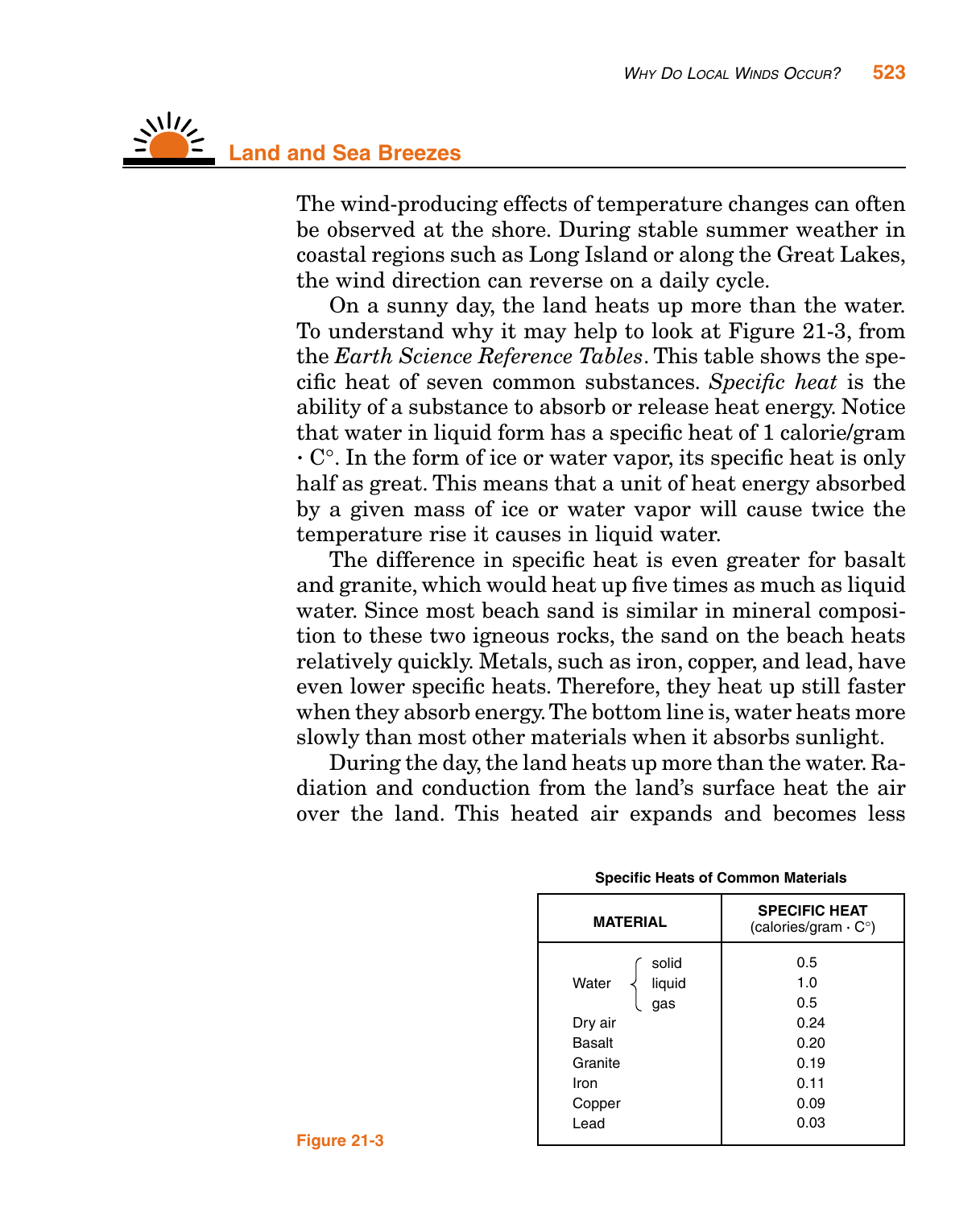## Land and Sea Breezes

The wind-producing effects of temperature changes can often be observed at the shore. During stable summer weather in coastal regions such as Long Island or along the Great Lakes, the wind direction can reverse on a daily cycle.

On a sunny day, the land heats up more than the water. To understand why it may help to look at Figure 21-3, from the *Earth Science Reference Tables*. This table shows the specific heat of seven common substances. *Specific heat* is the ability of a substance to absorb or release heat energy. Notice that water in liquid form has a specific heat of 1 calorie/gram · C°. In the form of ice or water vapor, its specific heat is only half as great. This means that a unit of heat energy absorbed by a given mass of ice or water vapor will cause twice the temperature rise it causes in liquid water.

The difference in specific heat is even greater for basalt and granite, which would heat up five times as much as liquid water. Since most beach sand is similar in mineral composition to these two igneous rocks, the sand on the beach heats relatively quickly. Metals, such as iron, copper, and lead, have even lower specific heats. Therefore, they heat up still faster when they absorb energy. The bottom line is, water heats more slowly than most other materials when it absorbs sunlight.

During the day, the land heats up more than the water. Radiation and conduction from the land's surface heat the air over the land. This heated air expands and becomes less

**Specific Heats of Common Materials**

| MATERIAL | | SPECIFIC HEAT (calories/gram · C°) |
|---|---|---|
| Water | solid | 0.5 |
| | liquid | 1.0 |
| | gas | 0.5 |
| Dry air | | 0.24 |
| Basalt | | 0.20 |
| Granite | | 0.19 |
| Iron | | 0.11 |
| Copper | | 0.09 |
| Lead | | 0.03 |

Figure 21-3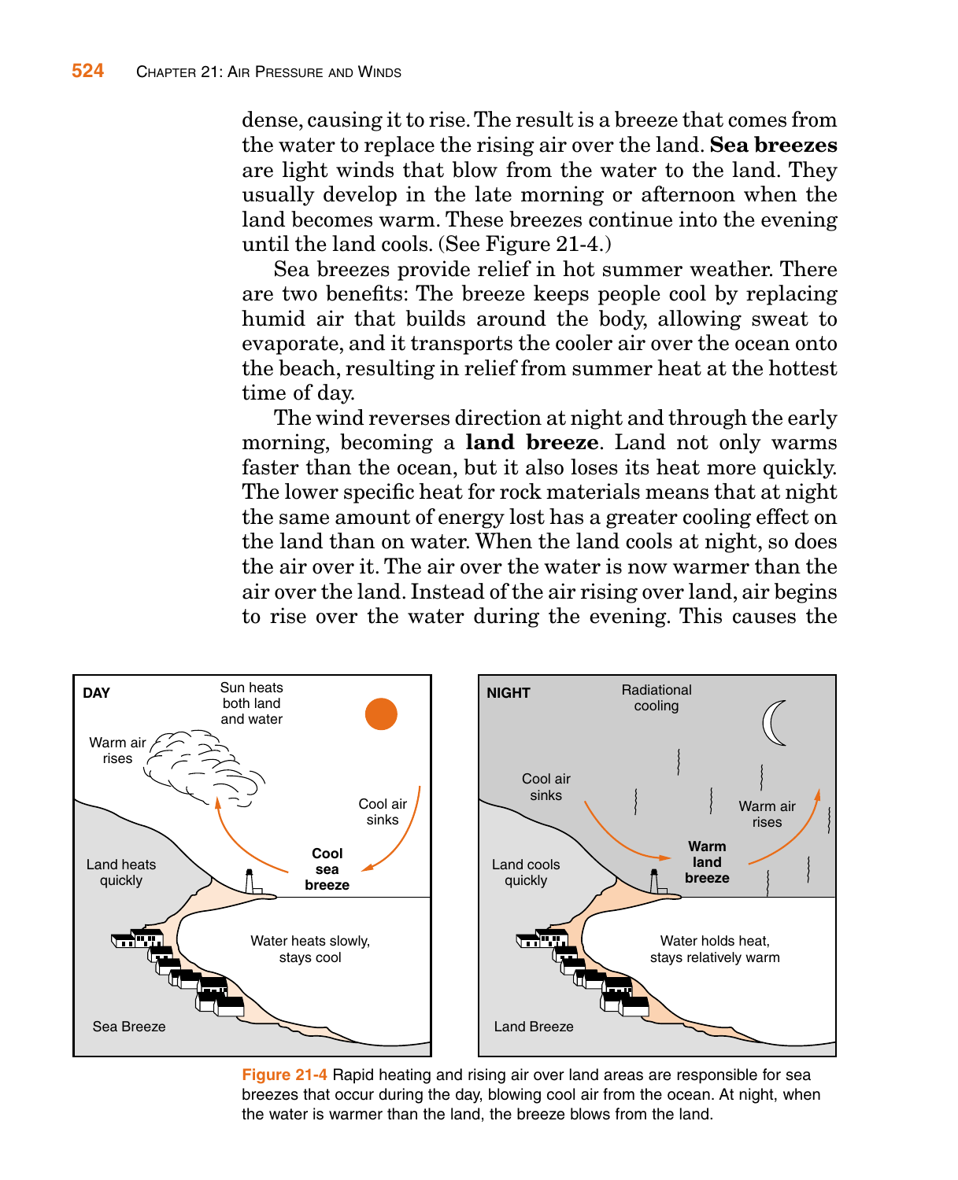dense, causing it to rise. The result is a breeze that comes from the water to replace the rising air over the land. **Sea breezes** are light winds that blow from the water to the land. They usually develop in the late morning or afternoon when the land becomes warm. These breezes continue into the evening until the land cools. (See Figure 21-4.)

Sea breezes provide relief in hot summer weather. There are two benefits: The breeze keeps people cool by replacing humid air that builds around the body, allowing sweat to evaporate, and it transports the cooler air over the ocean onto the beach, resulting in relief from summer heat at the hottest time of day.

The wind reverses direction at night and through the early morning, becoming a **land breeze**. Land not only warms faster than the ocean, but it also loses its heat more quickly. The lower specific heat for rock materials means that at night the same amount of energy lost has a greater cooling effect on the land than on water. When the land cools at night, so does the air over it. The air over the water is now warmer than the air over the land. Instead of the air rising over land, air begins to rise over the water during the evening. This causes the

**Figure 21-4** Rapid heating and rising air over land areas are responsible for sea breezes that occur during the day, blowing cool air from the ocean. At night, when the water is warmer than the land, the breeze blows from the land.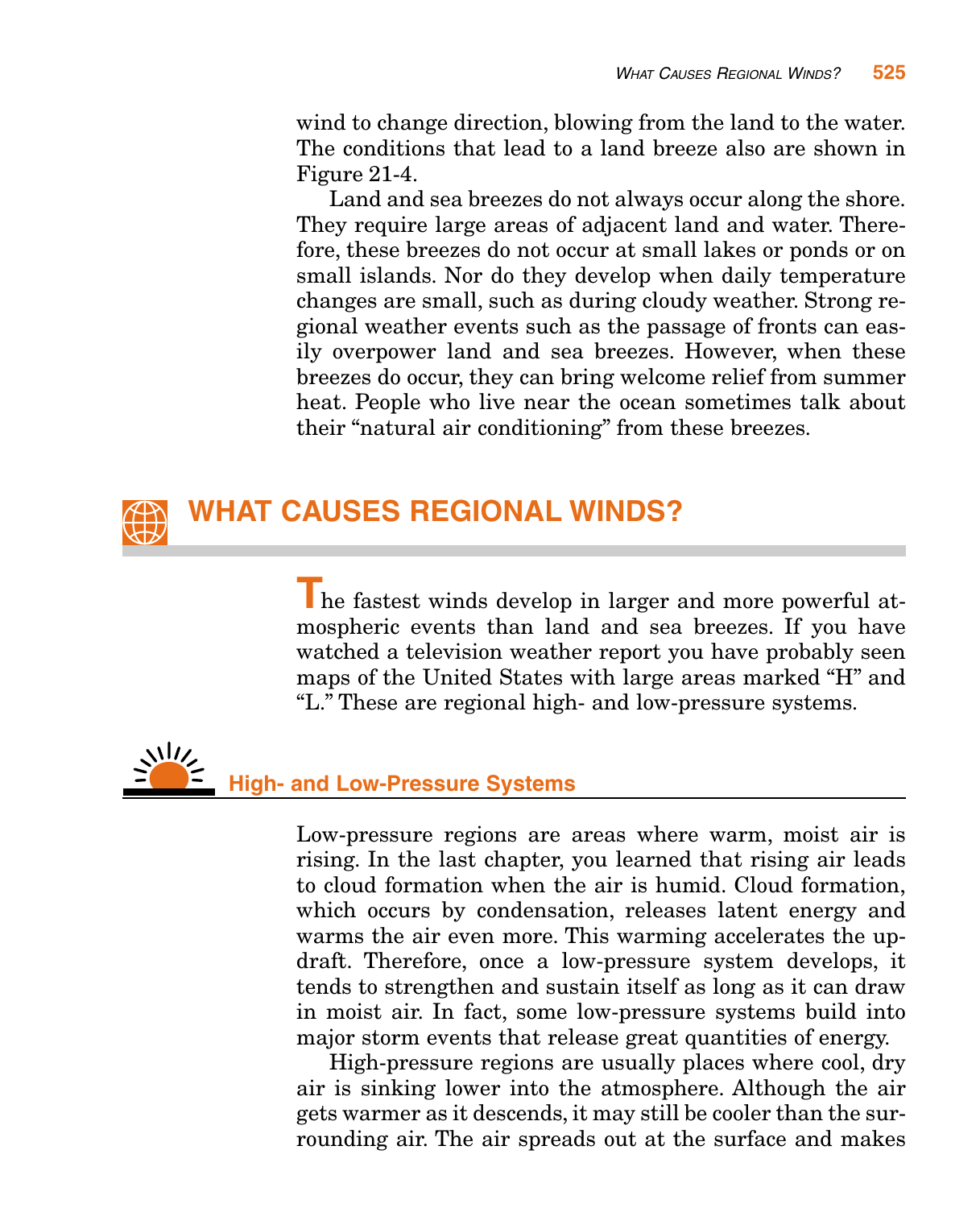wind to change direction, blowing from the land to the water. The conditions that lead to a land breeze also are shown in Figure 21-4.

Land and sea breezes do not always occur along the shore. They require large areas of adjacent land and water. Therefore, these breezes do not occur at small lakes or ponds or on small islands. Nor do they develop when daily temperature changes are small, such as during cloudy weather. Strong regional weather events such as the passage of fronts can easily overpower land and sea breezes. However, when these breezes do occur, they can bring welcome relief from summer heat. People who live near the ocean sometimes talk about their "natural air conditioning" from these breezes.

## WHAT CAUSES REGIONAL WINDS?

The fastest winds develop in larger and more powerful atmospheric events than land and sea breezes. If you have watched a television weather report you have probably seen maps of the United States with large areas marked "H" and "L." These are regional high- and low-pressure systems.

### High- and Low-Pressure Systems

Low-pressure regions are areas where warm, moist air is rising. In the last chapter, you learned that rising air leads to cloud formation when the air is humid. Cloud formation, which occurs by condensation, releases latent energy and warms the air even more. This warming accelerates the updraft. Therefore, once a low-pressure system develops, it tends to strengthen and sustain itself as long as it can draw in moist air. In fact, some low-pressure systems build into major storm events that release great quantities of energy.

High-pressure regions are usually places where cool, dry air is sinking lower into the atmosphere. Although the air gets warmer as it descends, it may still be cooler than the surrounding air. The air spreads out at the surface and makes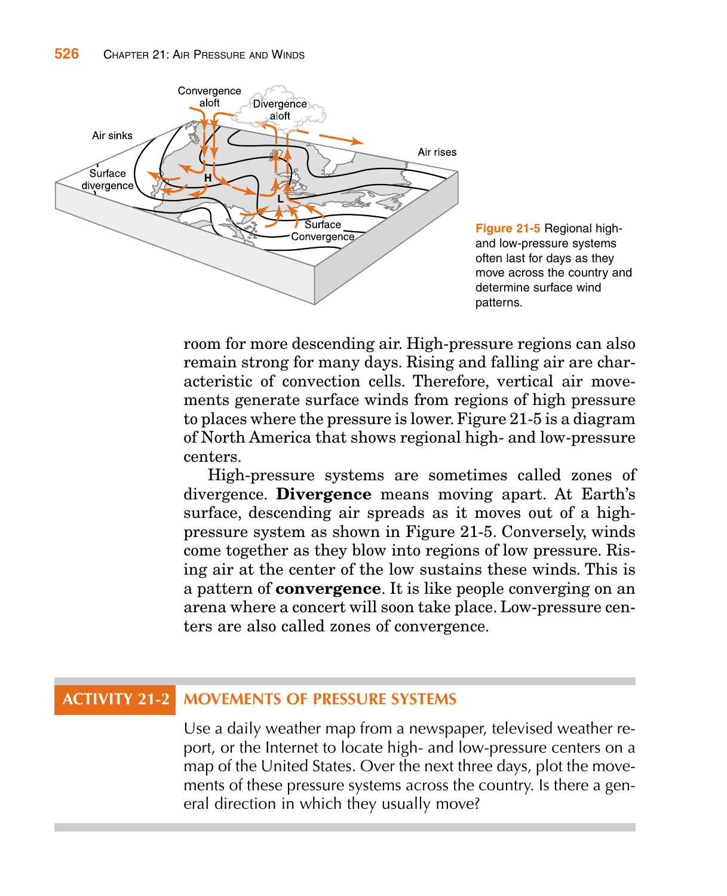Figure 21-5 Regional high- and low-pressure systems often last for days as they move across the country and determine surface wind patterns.

room for more descending air. High-pressure regions can also remain strong for many days. Rising and falling air are characteristic of convection cells. Therefore, vertical air movements generate surface winds from regions of high pressure to places where the pressure is lower. Figure 21-5 is a diagram of North America that shows regional high- and low-pressure centers.

High-pressure systems are sometimes called zones of divergence. **Divergence** means moving apart. At Earth's surface, descending air spreads as it moves out of a high-pressure system as shown in Figure 21-5. Conversely, winds come together as they blow into regions of low pressure. Rising air at the center of the low sustains these winds. This is a pattern of **convergence**. It is like people converging on an arena where a concert will soon take place. Low-pressure centers are also called zones of convergence.

## ACTIVITY 21-2 MOVEMENTS OF PRESSURE SYSTEMS

Use a daily weather map from a newspaper, televised weather report, or the Internet to locate high- and low-pressure centers on a map of the United States. Over the next three days, plot the movements of these pressure systems across the country. Is there a general direction in which they usually move?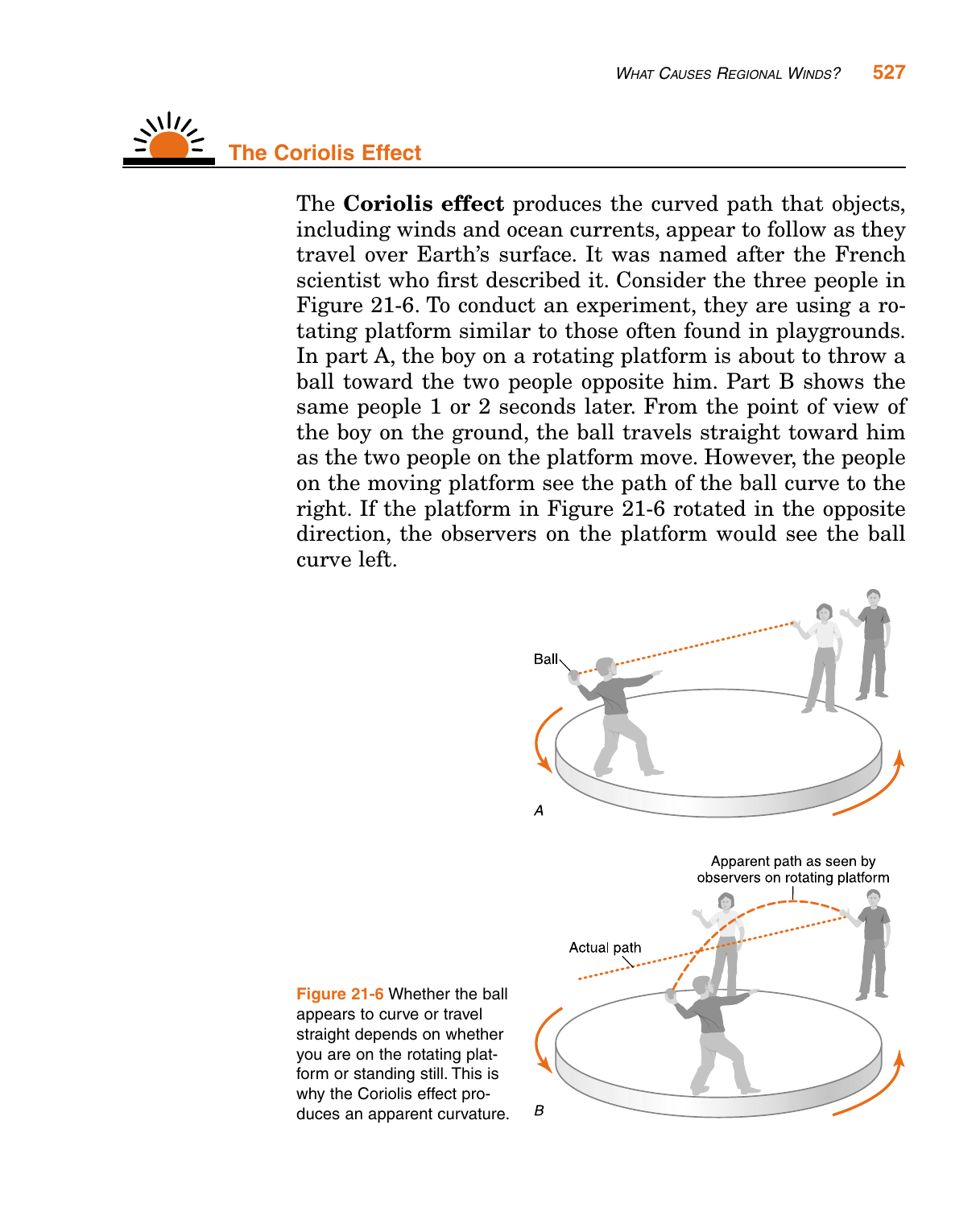## The Coriolis Effect

The **Coriolis effect** produces the curved path that objects, including winds and ocean currents, appear to follow as they travel over Earth's surface. It was named after the French scientist who first described it. Consider the three people in Figure 21-6. To conduct an experiment, they are using a rotating platform similar to those often found in playgrounds. In part A, the boy on a rotating platform is about to throw a ball toward the two people opposite him. Part B shows the same people 1 or 2 seconds later. From the point of view of the boy on the ground, the ball travels straight toward him as the two people on the platform move. However, the people on the moving platform see the path of the ball curve to the right. If the platform in Figure 21-6 rotated in the opposite direction, the observers on the platform would see the ball curve left.

**Figure 21-6** Whether the ball appears to curve or travel straight depends on whether you are on the rotating platform or standing still. This is why the Coriolis effect produces an apparent curvature.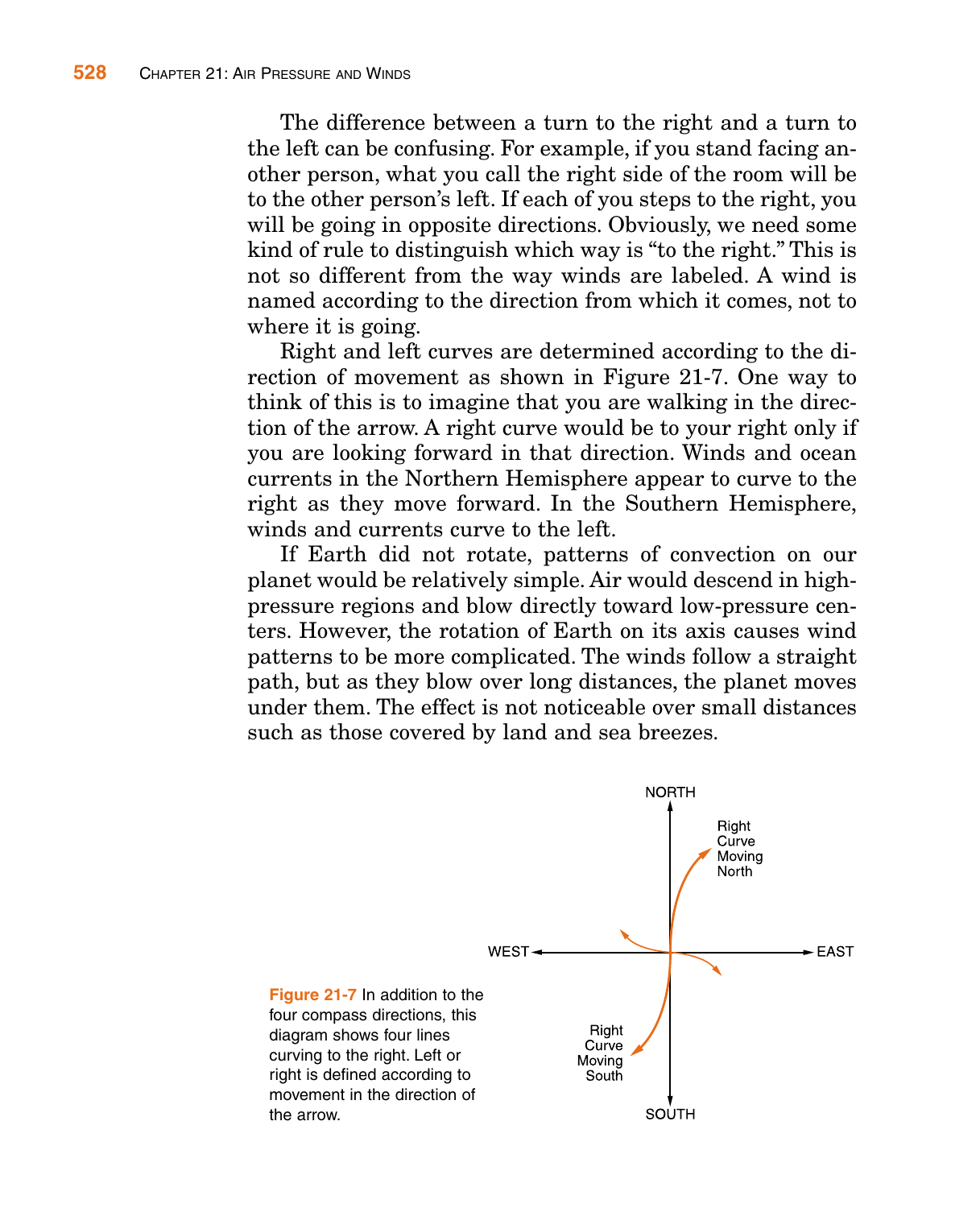The difference between a turn to the right and a turn to the left can be confusing. For example, if you stand facing another person, what you call the right side of the room will be to the other person's left. If each of you steps to the right, you will be going in opposite directions. Obviously, we need some kind of rule to distinguish which way is "to the right." This is not so different from the way winds are labeled. A wind is named according to the direction from which it comes, not to where it is going.

Right and left curves are determined according to the direction of movement as shown in Figure 21-7. One way to think of this is to imagine that you are walking in the direction of the arrow. A right curve would be to your right only if you are looking forward in that direction. Winds and ocean currents in the Northern Hemisphere appear to curve to the right as they move forward. In the Southern Hemisphere, winds and currents curve to the left.

If Earth did not rotate, patterns of convection on our planet would be relatively simple. Air would descend in high-pressure regions and blow directly toward low-pressure centers. However, the rotation of Earth on its axis causes wind patterns to be more complicated. The winds follow a straight path, but as they blow over long distances, the planet moves under them. The effect is not noticeable over small distances such as those covered by land and sea breezes.

NORTH

Right Curve Moving North

WEST

EAST

Right Curve Moving South

SOUTH

**Figure 21-7** In addition to the four compass directions, this diagram shows four lines curving to the right. Left or right is defined according to movement in the direction of the arrow.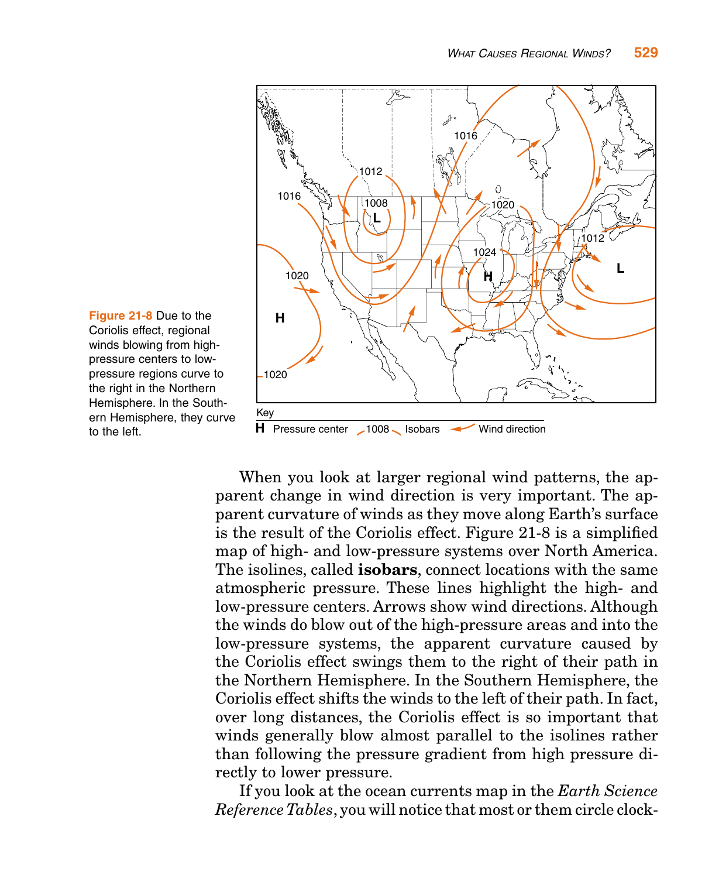Figure 21-8 Due to the Coriolis effect, regional winds blowing from high-pressure centers to low-pressure regions curve to the right in the Northern Hemisphere. In the Southern Hemisphere, they curve to the left.

When you look at larger regional wind patterns, the apparent change in wind direction is very important. The apparent curvature of winds as they move along Earth's surface is the result of the Coriolis effect. Figure 21-8 is a simplified map of high- and low-pressure systems over North America. The isolines, called **isobars**, connect locations with the same atmospheric pressure. These lines highlight the high- and low-pressure centers. Arrows show wind directions. Although the winds do blow out of the high-pressure areas and into the low-pressure systems, the apparent curvature caused by the Coriolis effect swings them to the right of their path in the Northern Hemisphere. In the Southern Hemisphere, the Coriolis effect shifts the winds to the left of their path. In fact, over long distances, the Coriolis effect is so important that winds generally blow almost parallel to the isolines rather than following the pressure gradient from high pressure directly to lower pressure.

If you look at the ocean currents map in the *Earth Science Reference Tables*, you will notice that most or them circle clock-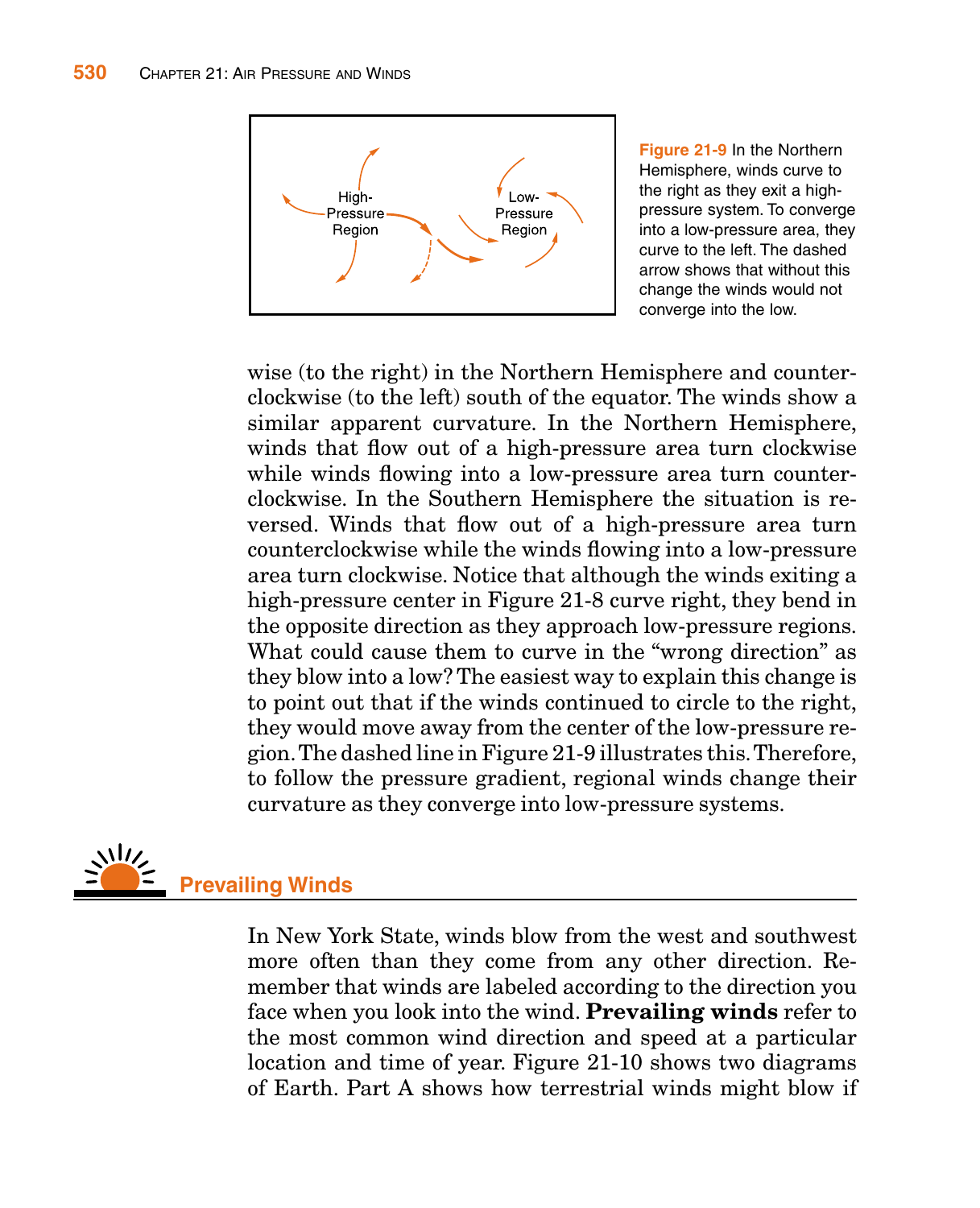High-Pressure Region

Low-Pressure Region

**Figure 21-9** In the Northern Hemisphere, winds curve to the right as they exit a high-pressure system. To converge into a low-pressure area, they curve to the left. The dashed arrow shows that without this change the winds would not converge into the low.

wise (to the right) in the Northern Hemisphere and counterclockwise (to the left) south of the equator. The winds show a similar apparent curvature. In the Northern Hemisphere, winds that flow out of a high-pressure area turn clockwise while winds flowing into a low-pressure area turn counterclockwise. In the Southern Hemisphere the situation is reversed. Winds that flow out of a high-pressure area turn counterclockwise while the winds flowing into a low-pressure area turn clockwise. Notice that although the winds exiting a high-pressure center in Figure 21-8 curve right, they bend in the opposite direction as they approach low-pressure regions. What could cause them to curve in the "wrong direction" as they blow into a low? The easiest way to explain this change is to point out that if the winds continued to circle to the right, they would move away from the center of the low-pressure region. The dashed line in Figure 21-9 illustrates this. Therefore, to follow the pressure gradient, regional winds change their curvature as they converge into low-pressure systems.

## Prevailing Winds

In New York State, winds blow from the west and southwest more often than they come from any other direction. Remember that winds are labeled according to the direction you face when you look into the wind. **Prevailing winds** refer to the most common wind direction and speed at a particular location and time of year. Figure 21-10 shows two diagrams of Earth. Part A shows how terrestrial winds might blow if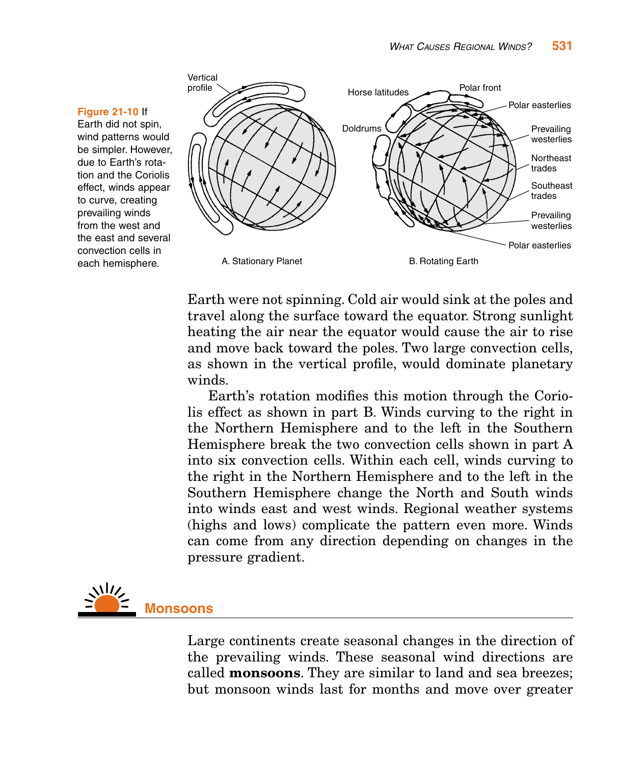**Figure 21-10** If Earth did not spin, wind patterns would be simpler. However, due to Earth's rotation and the Coriolis effect, winds appear to curve, creating prevailing winds from the west and the east and several convection cells in each hemisphere.

Earth were not spinning. Cold air would sink at the poles and travel along the surface toward the equator. Strong sunlight heating the air near the equator would cause the air to rise and move back toward the poles. Two large convection cells, as shown in the vertical profile, would dominate planetary winds.

Earth's rotation modifies this motion through the Coriolis effect as shown in part B. Winds curving to the right in the Northern Hemisphere and to the left in the Southern Hemisphere break the two convection cells shown in part A into six convection cells. Within each cell, winds curving to the right in the Northern Hemisphere and to the left in the Southern Hemisphere change the North and South winds into winds east and west winds. Regional weather systems (highs and lows) complicate the pattern even more. Winds can come from any direction depending on changes in the pressure gradient.

## Monsoons

Large continents create seasonal changes in the direction of the prevailing winds. These seasonal wind directions are called **monsoons**. They are similar to land and sea breezes; but monsoon winds last for months and move over greater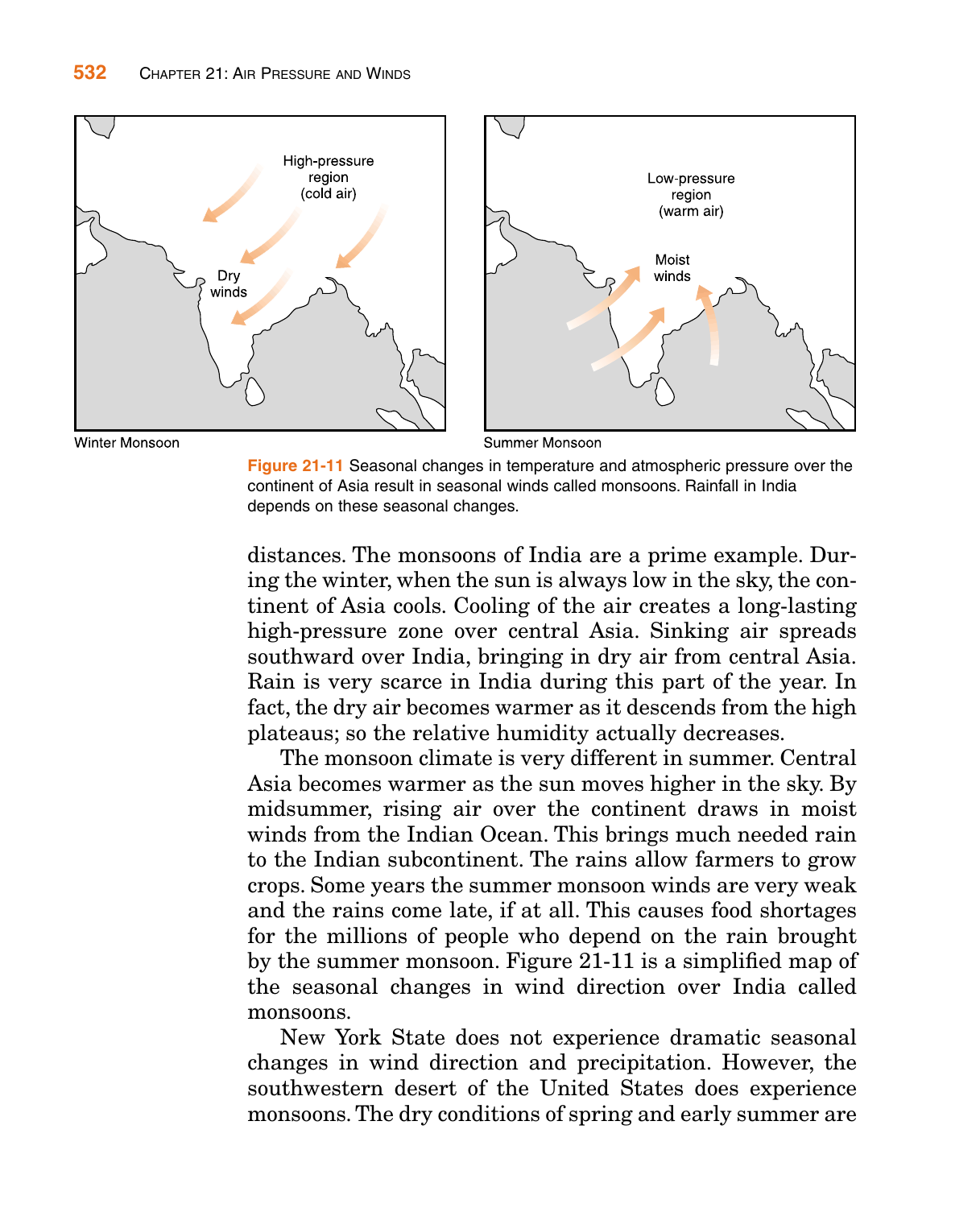Winter Monsoon

Summer Monsoon

**Figure 21-11** Seasonal changes in temperature and atmospheric pressure over the continent of Asia result in seasonal winds called monsoons. Rainfall in India depends on these seasonal changes.

distances. The monsoons of India are a prime example. During the winter, when the sun is always low in the sky, the continent of Asia cools. Cooling of the air creates a long-lasting high-pressure zone over central Asia. Sinking air spreads southward over India, bringing in dry air from central Asia. Rain is very scarce in India during this part of the year. In fact, the dry air becomes warmer as it descends from the high plateaus; so the relative humidity actually decreases.

The monsoon climate is very different in summer. Central Asia becomes warmer as the sun moves higher in the sky. By midsummer, rising air over the continent draws in moist winds from the Indian Ocean. This brings much needed rain to the Indian subcontinent. The rains allow farmers to grow crops. Some years the summer monsoon winds are very weak and the rains come late, if at all. This causes food shortages for the millions of people who depend on the rain brought by the summer monsoon. Figure 21-11 is a simplified map of the seasonal changes in wind direction over India called monsoons.

New York State does not experience dramatic seasonal changes in wind direction and precipitation. However, the southwestern desert of the United States does experience monsoons. The dry conditions of spring and early summer are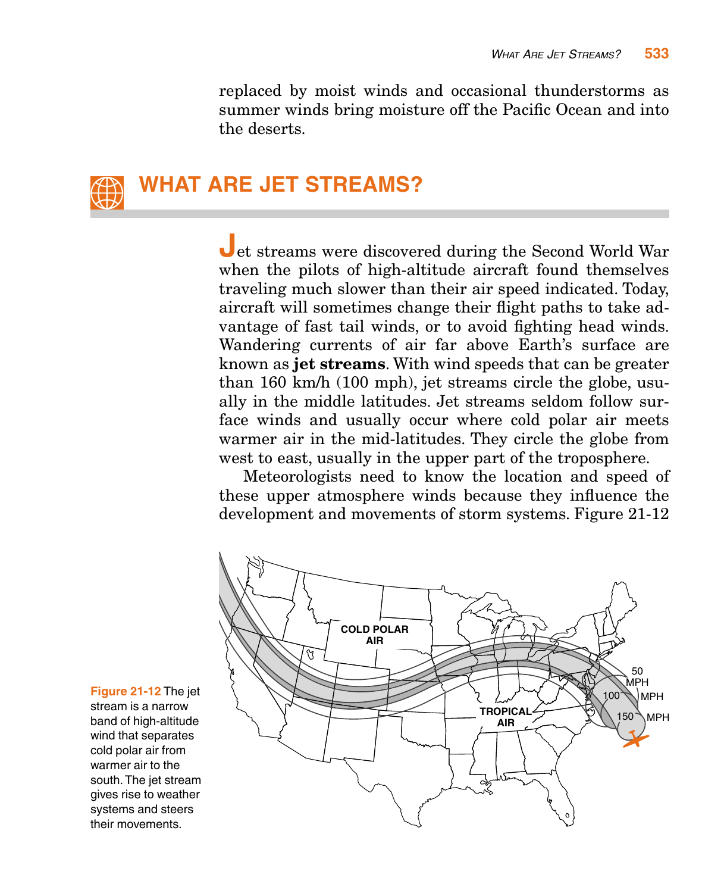replaced by moist winds and occasional thunderstorms as summer winds bring moisture off the Pacific Ocean and into the deserts.

## WHAT ARE JET STREAMS?

Jet streams were discovered during the Second World War when the pilots of high-altitude aircraft found themselves traveling much slower than their air speed indicated. Today, aircraft will sometimes change their flight paths to take advantage of fast tail winds, or to avoid fighting head winds. Wandering currents of air far above Earth's surface are known as **jet streams**. With wind speeds that can be greater than 160 km/h (100 mph), jet streams circle the globe, usually in the middle latitudes. Jet streams seldom follow surface winds and usually occur where cold polar air meets warmer air in the mid-latitudes. They circle the globe from west to east, usually in the upper part of the troposphere.

Meteorologists need to know the location and speed of these upper atmosphere winds because they influence the development and movements of storm systems. Figure 21-12

**Figure 21-12** The jet stream is a narrow band of high-altitude wind that separates cold polar air from warmer air to the south. The jet stream gives rise to weather systems and steers their movements.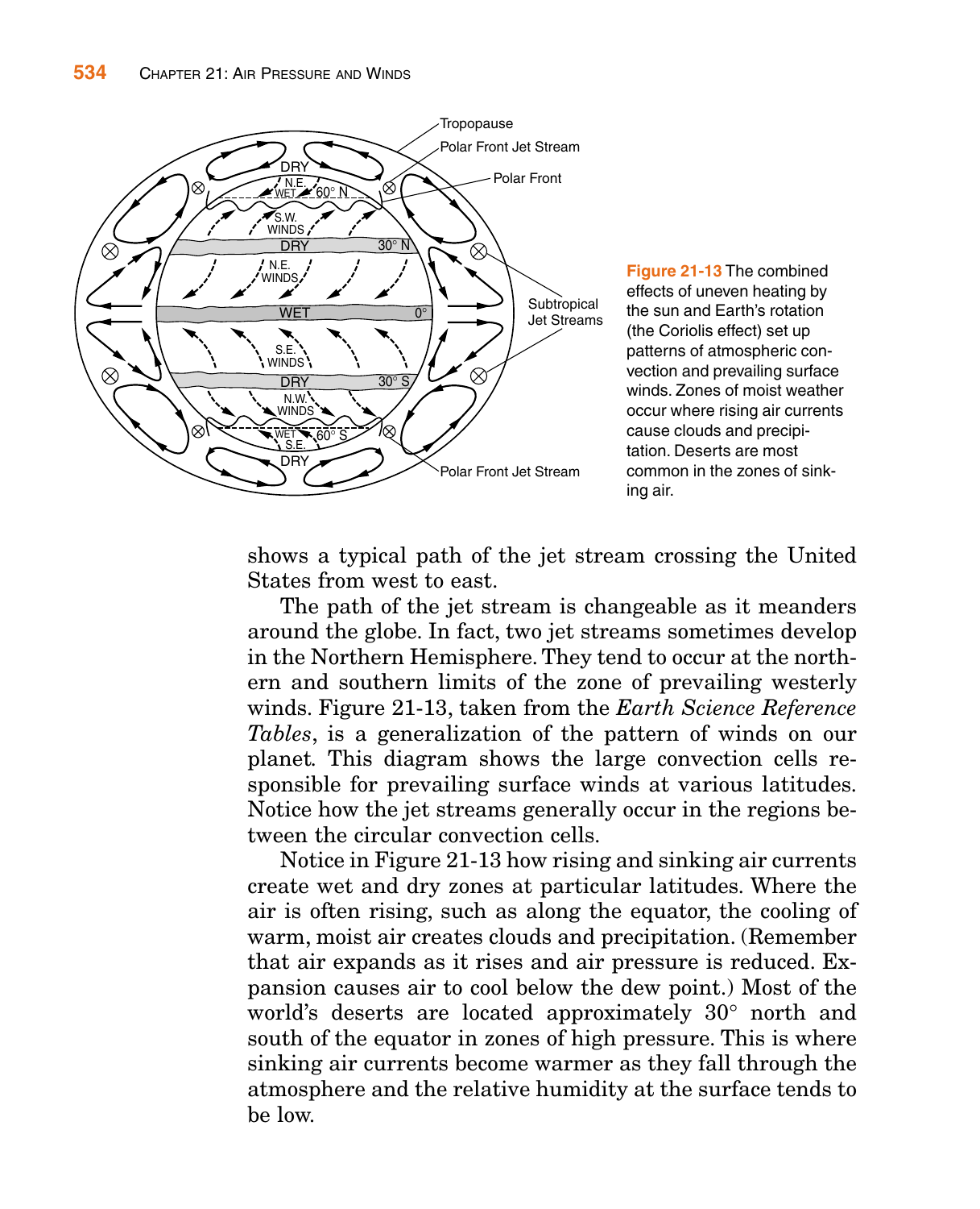**Figure 21-13** The combined effects of uneven heating by the sun and Earth's rotation (the Coriolis effect) set up patterns of atmospheric convection and prevailing surface winds. Zones of moist weather occur where rising air currents cause clouds and precipitation. Deserts are most common in the zones of sinking air.

shows a typical path of the jet stream crossing the United States from west to east.

The path of the jet stream is changeable as it meanders around the globe. In fact, two jet streams sometimes develop in the Northern Hemisphere. They tend to occur at the northern and southern limits of the zone of prevailing westerly winds. Figure 21-13, taken from the *Earth Science Reference Tables*, is a generalization of the pattern of winds on our planet. This diagram shows the large convection cells responsible for prevailing surface winds at various latitudes. Notice how the jet streams generally occur in the regions between the circular convection cells.

Notice in Figure 21-13 how rising and sinking air currents create wet and dry zones at particular latitudes. Where the air is often rising, such as along the equator, the cooling of warm, moist air creates clouds and precipitation. (Remember that air expands as it rises and air pressure is reduced. Expansion causes air to cool below the dew point.) Most of the world's deserts are located approximately 30° north and south of the equator in zones of high pressure. This is where sinking air currents become warmer as they fall through the atmosphere and the relative humidity at the surface tends to be low.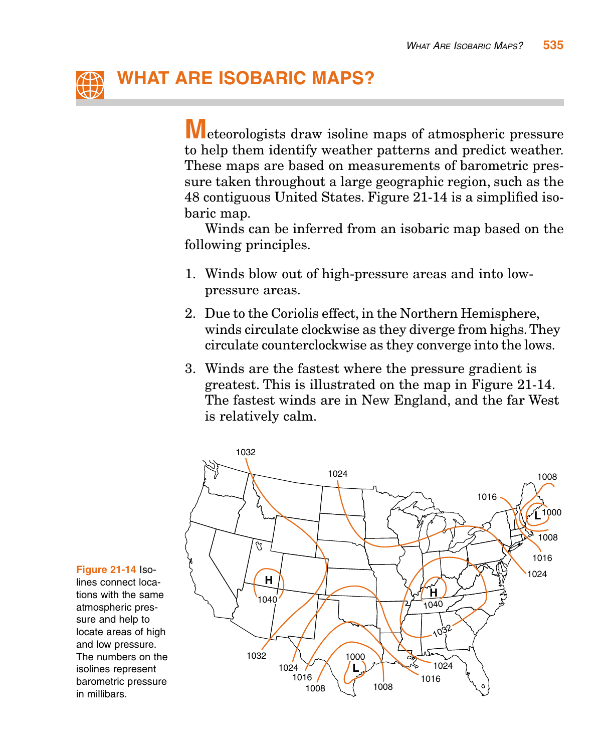# WHAT ARE ISOBARIC MAPS?

Meteorologists draw isoline maps of atmospheric pressure to help them identify weather patterns and predict weather. These maps are based on measurements of barometric pressure taken throughout a large geographic region, such as the 48 contiguous United States. Figure 21-14 is a simplified isobaric map.

Winds can be inferred from an isobaric map based on the following principles.

1. Winds blow out of high-pressure areas and into low-pressure areas.
2. Due to the Coriolis effect, in the Northern Hemisphere, winds circulate clockwise as they diverge from highs. They circulate counterclockwise as they converge into the lows.
3. Winds are the fastest where the pressure gradient is greatest. This is illustrated on the map in Figure 21-14. The fastest winds are in New England, and the far West is relatively calm.

**Figure 21-14** Isolines connect locations with the same atmospheric pressure and help to locate areas of high and low pressure. The numbers on the isolines represent barometric pressure in millibars.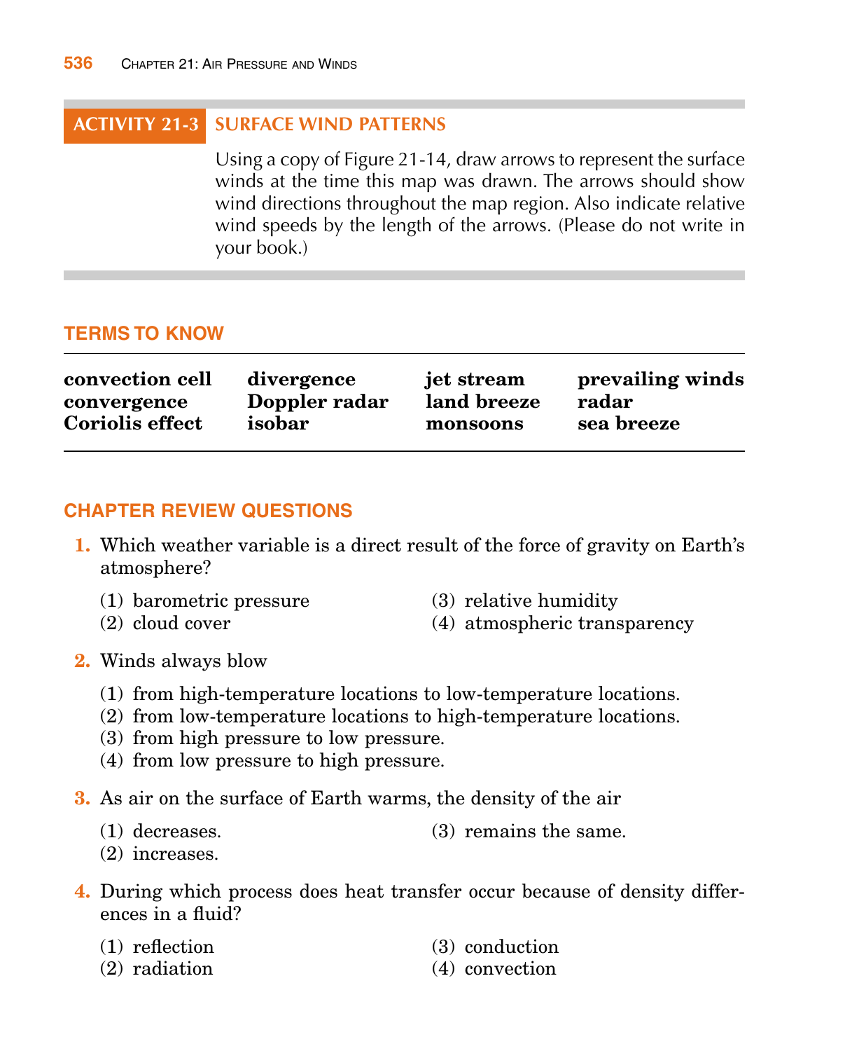## ACTIVITY 21-3 SURFACE WIND PATTERNS

Using a copy of Figure 21-14, draw arrows to represent the surface winds at the time this map was drawn. The arrows should show wind directions throughout the map region. Also indicate relative wind speeds by the length of the arrows. (Please do not write in your book.)

## TERMS TO KNOW

| | | | |
|---|---|---|---|
| **convection cell** | **divergence** | **jet stream** | **prevailing winds** |
| **convergence** | **Doppler radar** | **land breeze** | **radar** |
| **Coriolis effect** | **isobar** | **monsoons** | **sea breeze** |

## CHAPTER REVIEW QUESTIONS

**1.** Which weather variable is a direct result of the force of gravity on Earth's atmosphere?

(1) barometric pressure
(2) cloud cover
(3) relative humidity
(4) atmospheric transparency

**2.** Winds always blow

(1) from high-temperature locations to low-temperature locations.
(2) from low-temperature locations to high-temperature locations.
(3) from high pressure to low pressure.
(4) from low pressure to high pressure.

**3.** As air on the surface of Earth warms, the density of the air

(1) decreases.
(2) increases.
(3) remains the same.

**4.** During which process does heat transfer occur because of density differences in a fluid?

(1) reflection
(2) radiation
(3) conduction
(4) convection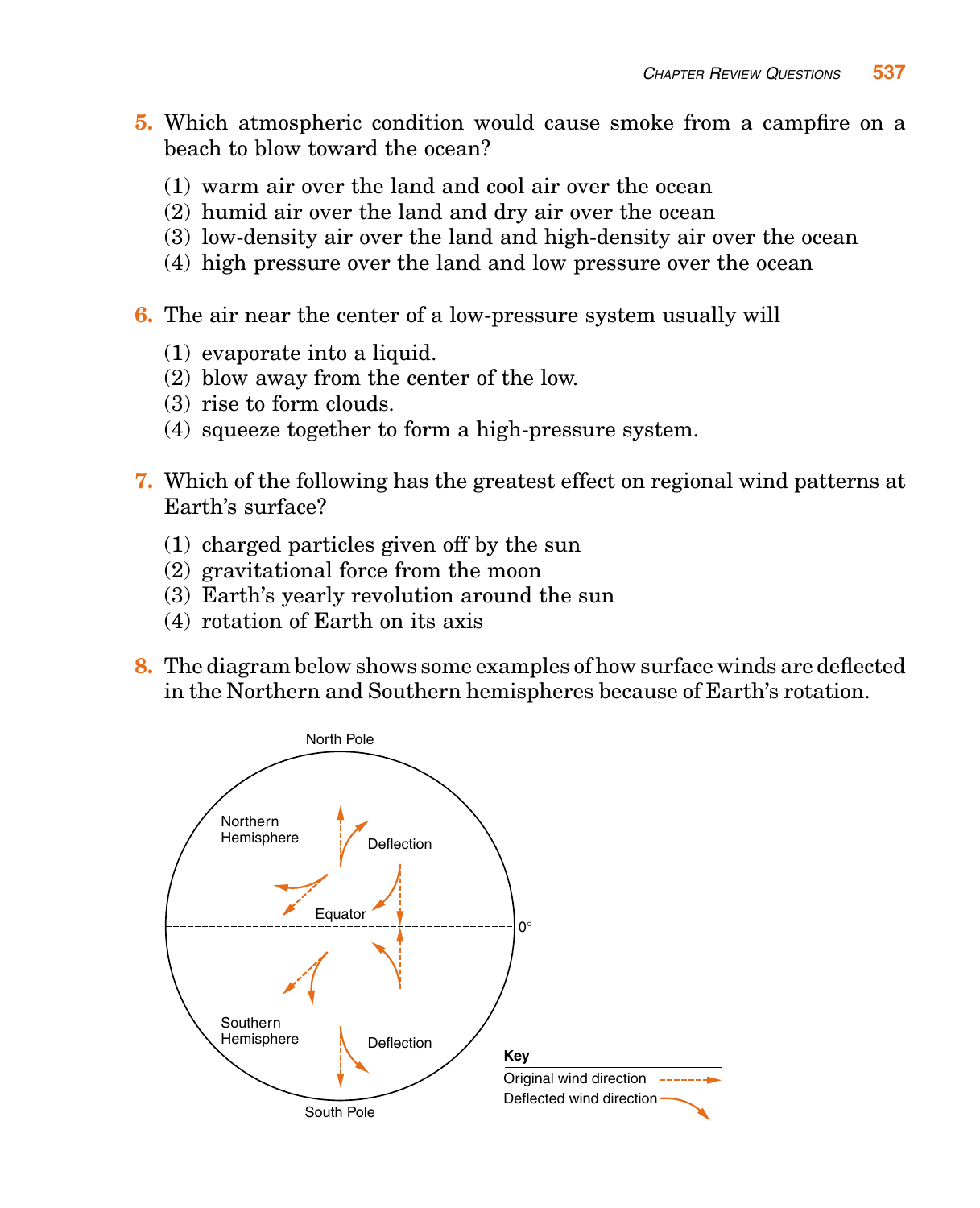5. Which atmospheric condition would cause smoke from a campfire on a beach to blow toward the ocean?

   (1) warm air over the land and cool air over the ocean
   (2) humid air over the land and dry air over the ocean
   (3) low-density air over the land and high-density air over the ocean
   (4) high pressure over the land and low pressure over the ocean

6. The air near the center of a low-pressure system usually will

   (1) evaporate into a liquid.
   (2) blow away from the center of the low.
   (3) rise to form clouds.
   (4) squeeze together to form a high-pressure system.

7. Which of the following has the greatest effect on regional wind patterns at Earth's surface?

   (1) charged particles given off by the sun
   (2) gravitational force from the moon
   (3) Earth's yearly revolution around the sun
   (4) rotation of Earth on its axis

8. The diagram below shows some examples of how surface winds are deflected in the Northern and Southern hemispheres because of Earth's rotation.

North Pole

Northern Hemisphere

Deflection

Equator

0°

Southern Hemisphere

Deflection

South Pole

**Key**

Original wind direction

Deflected wind direction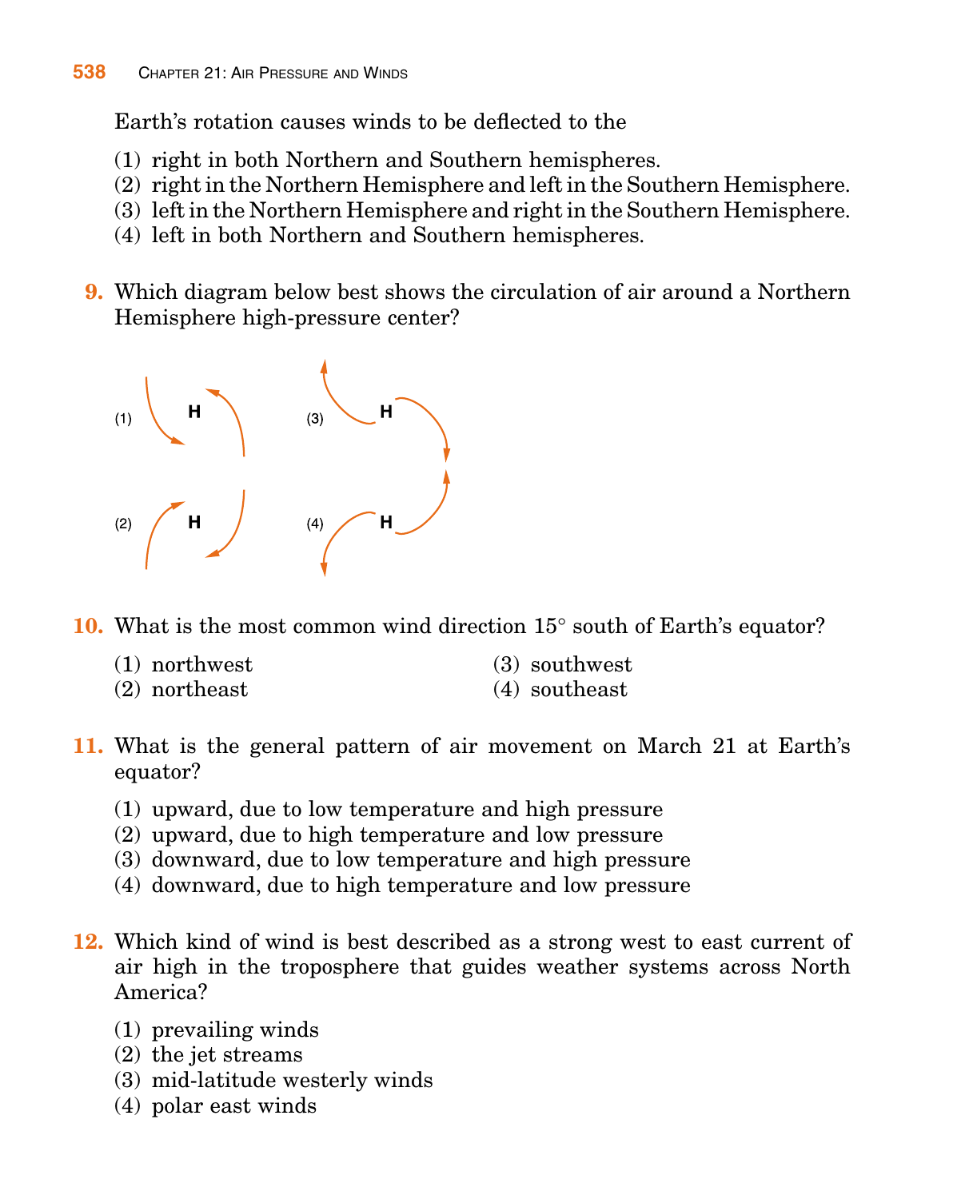Earth's rotation causes winds to be deflected to the

(1) right in both Northern and Southern hemispheres.
(2) right in the Northern Hemisphere and left in the Southern Hemisphere.
(3) left in the Northern Hemisphere and right in the Southern Hemisphere.
(4) left in both Northern and Southern hemispheres.

**9.** Which diagram below best shows the circulation of air around a Northern Hemisphere high-pressure center?

(1) H (2) H (3) H (4) H

**10.** What is the most common wind direction 15° south of Earth's equator?

(1) northwest
(2) northeast
(3) southwest
(4) southeast

**11.** What is the general pattern of air movement on March 21 at Earth's equator?

(1) upward, due to low temperature and high pressure
(2) upward, due to high temperature and low pressure
(3) downward, due to low temperature and high pressure
(4) downward, due to high temperature and low pressure

**12.** Which kind of wind is best described as a strong west to east current of air high in the troposphere that guides weather systems across North America?

(1) prevailing winds
(2) the jet streams
(3) mid-latitude westerly winds
(4) polar east winds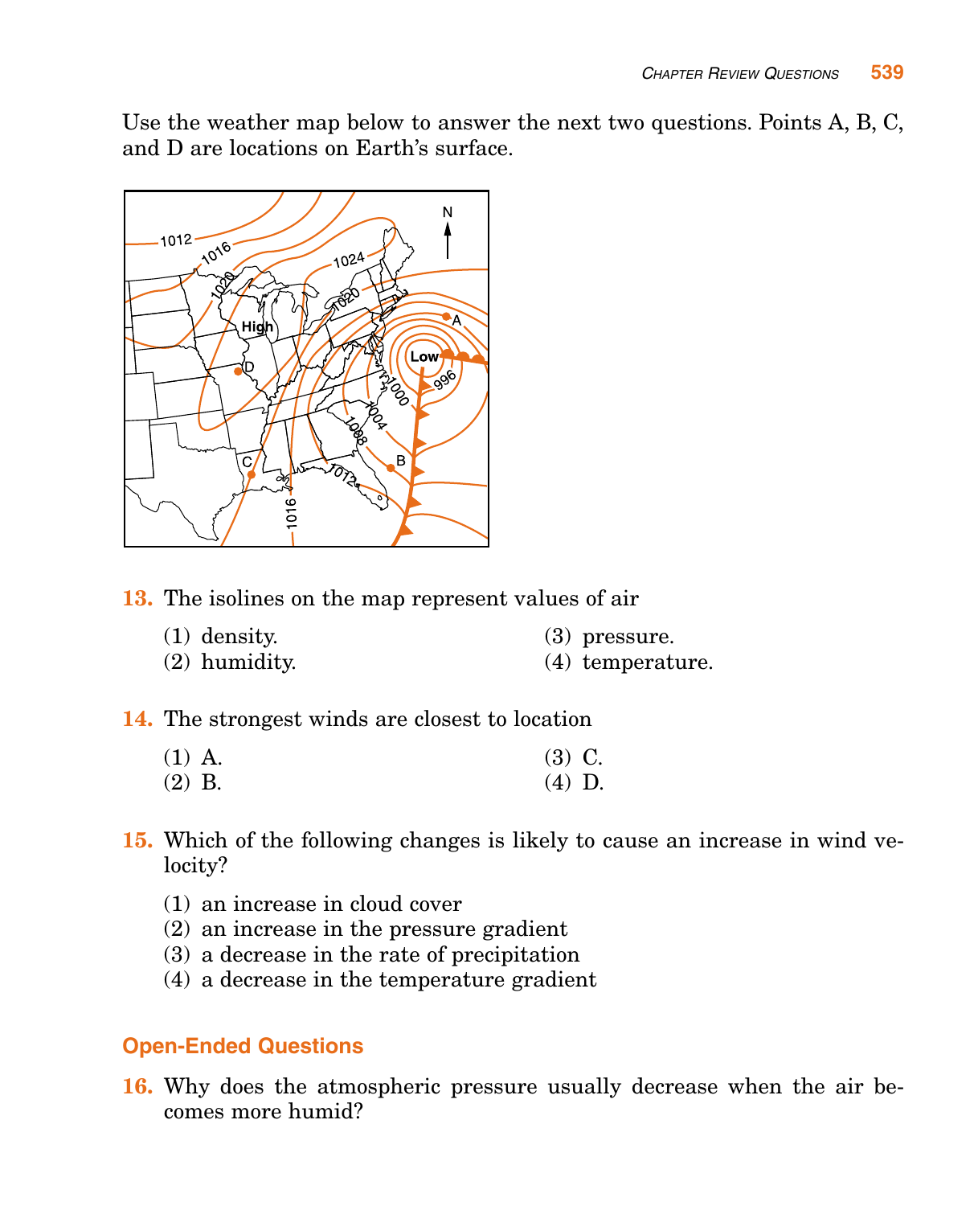Use the weather map below to answer the next two questions. Points A, B, C, and D are locations on Earth's surface.

**13.** The isolines on the map represent values of air

(1) density.
(2) humidity.
(3) pressure.
(4) temperature.

**14.** The strongest winds are closest to location

(1) A.
(2) B.
(3) C.
(4) D.

**15.** Which of the following changes is likely to cause an increase in wind velocity?

(1) an increase in cloud cover
(2) an increase in the pressure gradient
(3) a decrease in the rate of precipitation
(4) a decrease in the temperature gradient

## Open-Ended Questions

**16.** Why does the atmospheric pressure usually decrease when the air becomes more humid?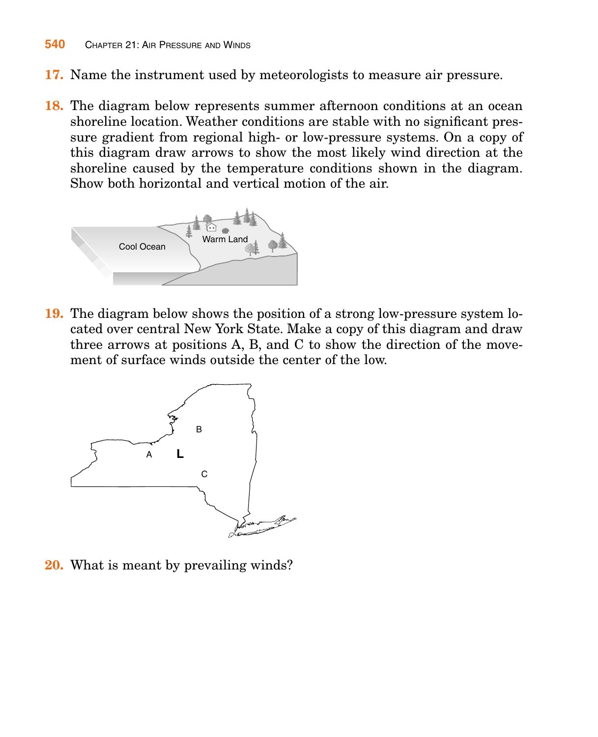17. Name the instrument used by meteorologists to measure air pressure.

18. The diagram below represents summer afternoon conditions at an ocean shoreline location. Weather conditions are stable with no significant pressure gradient from regional high- or low-pressure systems. On a copy of this diagram draw arrows to show the most likely wind direction at the shoreline caused by the temperature conditions shown in the diagram. Show both horizontal and vertical motion of the air.

Cool Ocean

Warm Land

19. The diagram below shows the position of a strong low-pressure system located over central New York State. Make a copy of this diagram and draw three arrows at positions A, B, and C to show the direction of the movement of surface winds outside the center of the low.

B

A

L

C

20. What is meant by prevailing winds?